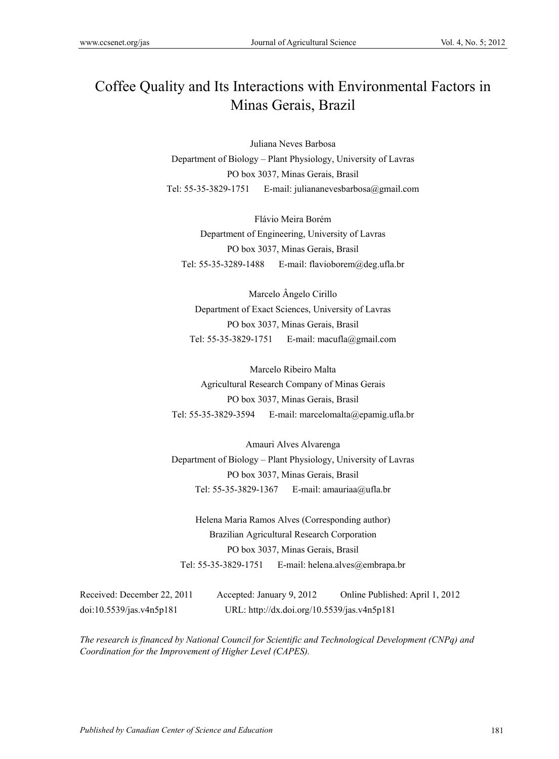# Coffee Quality and Its Interactions with Environmental Factors in Minas Gerais, Brazil

Juliana Neves Barbosa

Department of Biology – Plant Physiology, University of Lavras

PO box 3037, Minas Gerais, Brasil

Tel: 55-35-3829-1751 E-mail: juliananevesbarbosa@gmail.com

Flávio Meira Borém

Department of Engineering, University of Lavras

PO box 3037, Minas Gerais, Brasil

Tel: 55-35-3289-1488 E-mail: flavioborem@deg.ufla.br

Marcelo Ângelo Cirillo

Department of Exact Sciences, University of Lavras

PO box 3037, Minas Gerais, Brasil

Tel: 55-35-3829-1751 E-mail: macufla@gmail.com

Marcelo Ribeiro Malta

Agricultural Research Company of Minas Gerais

PO box 3037, Minas Gerais, Brasil

Tel: 55-35-3829-3594 E-mail: marcelomalta@epamig.ufla.br

Amauri Alves Alvarenga

Department of Biology – Plant Physiology, University of Lavras

PO box 3037, Minas Gerais, Brasil

Tel: 55-35-3829-1367 E-mail: amauriaa@ufla.br

Helena Maria Ramos Alves (Corresponding author)

Brazilian Agricultural Research Corporation

PO box 3037, Minas Gerais, Brasil

Tel: 55-35-3829-1751 E-mail: helena.alves@embrapa.br

Received: December 22, 2011 Accepted: January 9, 2012 Online Published: April 1, 2012

doi:10.5539/jas.v4n5p181 URL: http://dx.doi.org/10.5539/jas.v4n5p181

*The research is financed by National Council for Scientific and Technological Development (CNPq) and Coordination for the Improvement of Higher Level (CAPES).*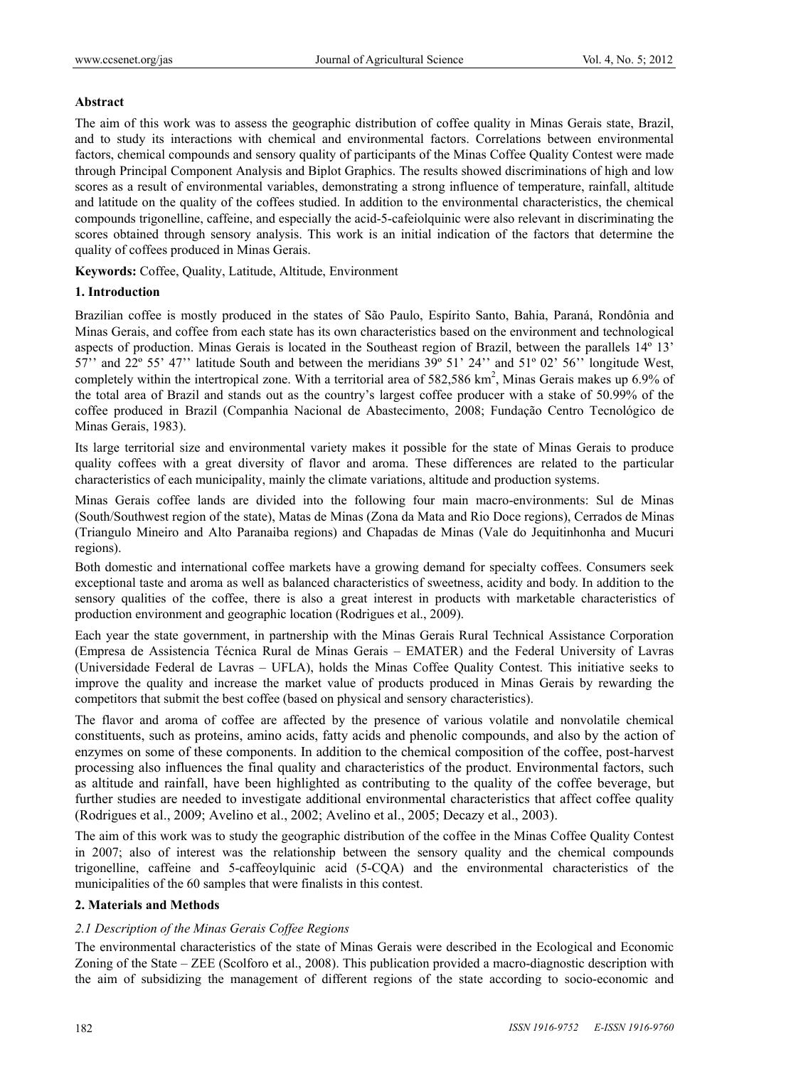**Abstract**

The aim of this work was to assess the geographic distribution of coffee quality in Minas Gerais state, Brazil, and to study its interactions with chemical and environmental factors. Correlations between environmental factors, chemical compounds and sensory quality of participants of the Minas Coffee Quality Contest were made through Principal Component Analysis and Biplot Graphics. The results showed discriminations of high and low scores as a result of environmental variables, demonstrating a strong influence of temperature, rainfall, altitude and latitude on the quality of the coffees studied. In addition to the environmental characteristics, the chemical compounds trigonelline, caffeine, and especially the acid-5-cafeiolquinic were also relevant in discriminating the scores obtained through sensory analysis. This work is an initial indication of the factors that determine the quality of coffees produced in Minas Gerais.

**Keywords:** Coffee, Quality, Latitude, Altitude, Environment

## 1. Introduction

Brazilian coffee is mostly produced in the states of São Paulo, Espírito Santo, Bahia, Paraná, Rondônia and Minas Gerais, and coffee from each state has its own characteristics based on the environment and technological aspects of production. Minas Gerais is located in the Southeast region of Brazil, between the parallels 14º 13' 57'' and 22º 55' 47'' latitude South and between the meridians 39º 51' 24'' and 51º 02' 56'' longitude West, completely within the intertropical zone. With a territorial area of 582,586 km$^2$, Minas Gerais makes up 6.9% of the total area of Brazil and stands out as the country's largest coffee producer with a stake of 50.99% of the coffee produced in Brazil (Companhia Nacional de Abastecimento, 2008; Fundação Centro Tecnológico de Minas Gerais, 1983).

Its large territorial size and environmental variety makes it possible for the state of Minas Gerais to produce quality coffees with a great diversity of flavor and aroma. These differences are related to the particular characteristics of each municipality, mainly the climate variations, altitude and production systems.

Minas Gerais coffee lands are divided into the following four main macro-environments: Sul de Minas (South/Southwest region of the state), Matas de Minas (Zona da Mata and Rio Doce regions), Cerrados de Minas (Triangulo Mineiro and Alto Paranaiba regions) and Chapadas de Minas (Vale do Jequitinhonha and Mucuri regions).

Both domestic and international coffee markets have a growing demand for specialty coffees. Consumers seek exceptional taste and aroma as well as balanced characteristics of sweetness, acidity and body. In addition to the sensory qualities of the coffee, there is also a great interest in products with marketable characteristics of production environment and geographic location (Rodrigues et al., 2009).

Each year the state government, in partnership with the Minas Gerais Rural Technical Assistance Corporation (Empresa de Assistencia Técnica Rural de Minas Gerais – EMATER) and the Federal University of Lavras (Universidade Federal de Lavras – UFLA), holds the Minas Coffee Quality Contest. This initiative seeks to improve the quality and increase the market value of products produced in Minas Gerais by rewarding the competitors that submit the best coffee (based on physical and sensory characteristics).

The flavor and aroma of coffee are affected by the presence of various volatile and nonvolatile chemical constituents, such as proteins, amino acids, fatty acids and phenolic compounds, and also by the action of enzymes on some of these components. In addition to the chemical composition of the coffee, post-harvest processing also influences the final quality and characteristics of the product. Environmental factors, such as altitude and rainfall, have been highlighted as contributing to the quality of the coffee beverage, but further studies are needed to investigate additional environmental characteristics that affect coffee quality (Rodrigues et al., 2009; Avelino et al., 2002; Avelino et al., 2005; Decazy et al., 2003).

The aim of this work was to study the geographic distribution of the coffee in the Minas Coffee Quality Contest in 2007; also of interest was the relationship between the sensory quality and the chemical compounds trigonelline, caffeine and 5-caffeoylquinic acid (5-CQA) and the environmental characteristics of the municipalities of the 60 samples that were finalists in this contest.

## 2. Materials and Methods

### *2.1 Description of the Minas Gerais Coffee Regions*

The environmental characteristics of the state of Minas Gerais were described in the Ecological and Economic Zoning of the State – ZEE (Scolforo et al., 2008). This publication provided a macro-diagnostic description with the aim of subsidizing the management of different regions of the state according to socio-economic and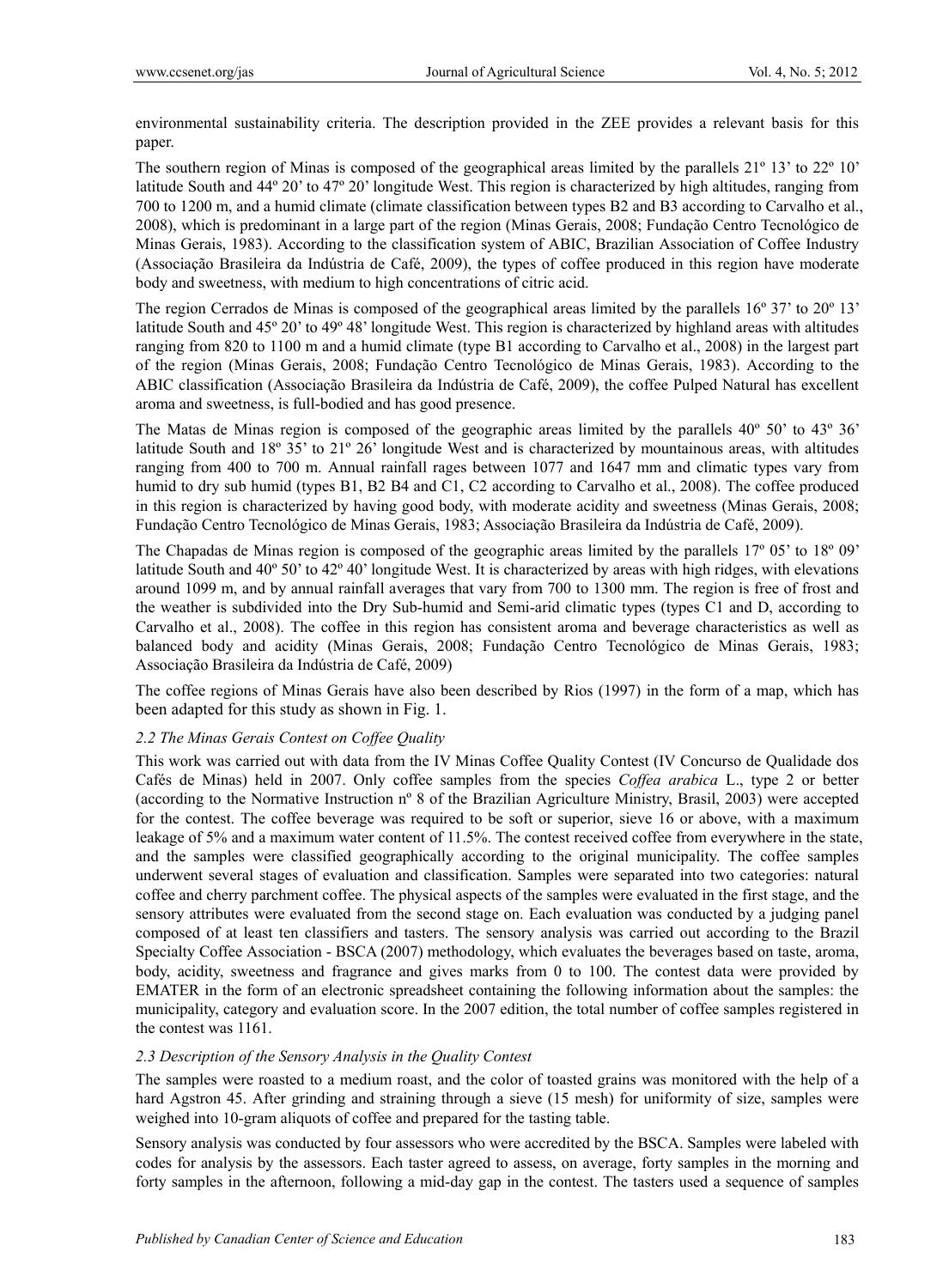environmental sustainability criteria. The description provided in the ZEE provides a relevant basis for this paper.

The southern region of Minas is composed of the geographical areas limited by the parallels 21º 13' to 22º 10' latitude South and 44º 20' to 47º 20' longitude West. This region is characterized by high altitudes, ranging from 700 to 1200 m, and a humid climate (climate classification between types B2 and B3 according to Carvalho et al., 2008), which is predominant in a large part of the region (Minas Gerais, 2008; Fundação Centro Tecnológico de Minas Gerais, 1983). According to the classification system of ABIC, Brazilian Association of Coffee Industry (Associação Brasileira da Indústria de Café, 2009), the types of coffee produced in this region have moderate body and sweetness, with medium to high concentrations of citric acid.

The region Cerrados de Minas is composed of the geographical areas limited by the parallels 16º 37' to 20º 13' latitude South and 45º 20' to 49º 48' longitude West. This region is characterized by highland areas with altitudes ranging from 820 to 1100 m and a humid climate (type B1 according to Carvalho et al., 2008) in the largest part of the region (Minas Gerais, 2008; Fundação Centro Tecnológico de Minas Gerais, 1983). According to the ABIC classification (Associação Brasileira da Indústria de Café, 2009), the coffee Pulped Natural has excellent aroma and sweetness, is full-bodied and has good presence.

The Matas de Minas region is composed of the geographic areas limited by the parallels 40º 50' to 43º 36' latitude South and 18º 35' to 21º 26' longitude West and is characterized by mountainous areas, with altitudes ranging from 400 to 700 m. Annual rainfall rages between 1077 and 1647 mm and climatic types vary from humid to dry sub humid (types B1, B2 B4 and C1, C2 according to Carvalho et al., 2008). The coffee produced in this region is characterized by having good body, with moderate acidity and sweetness (Minas Gerais, 2008; Fundação Centro Tecnológico de Minas Gerais, 1983; Associação Brasileira da Indústria de Café, 2009).

The Chapadas de Minas region is composed of the geographic areas limited by the parallels 17º 05' to 18º 09' latitude South and 40º 50' to 42º 40' longitude West. It is characterized by areas with high ridges, with elevations around 1099 m, and by annual rainfall averages that vary from 700 to 1300 mm. The region is free of frost and the weather is subdivided into the Dry Sub-humid and Semi-arid climatic types (types C1 and D, according to Carvalho et al., 2008). The coffee in this region has consistent aroma and beverage characteristics as well as balanced body and acidity (Minas Gerais, 2008; Fundação Centro Tecnológico de Minas Gerais, 1983; Associação Brasileira da Indústria de Café, 2009)

The coffee regions of Minas Gerais have also been described by Rios (1997) in the form of a map, which has been adapted for this study as shown in Fig. 1.

### *2.2 The Minas Gerais Contest on Coffee Quality*

This work was carried out with data from the IV Minas Coffee Quality Contest (IV Concurso de Qualidade dos Cafés de Minas) held in 2007. Only coffee samples from the species *Coffea arabica* L., type 2 or better (according to the Normative Instruction nº 8 of the Brazilian Agriculture Ministry, Brasil, 2003) were accepted for the contest. The coffee beverage was required to be soft or superior, sieve 16 or above, with a maximum leakage of 5% and a maximum water content of 11.5%. The contest received coffee from everywhere in the state, and the samples were classified geographically according to the original municipality. The coffee samples underwent several stages of evaluation and classification. Samples were separated into two categories: natural coffee and cherry parchment coffee. The physical aspects of the samples were evaluated in the first stage, and the sensory attributes were evaluated from the second stage on. Each evaluation was conducted by a judging panel composed of at least ten classifiers and tasters. The sensory analysis was carried out according to the Brazil Specialty Coffee Association - BSCA (2007) methodology, which evaluates the beverages based on taste, aroma, body, acidity, sweetness and fragrance and gives marks from 0 to 100. The contest data were provided by EMATER in the form of an electronic spreadsheet containing the following information about the samples: the municipality, category and evaluation score. In the 2007 edition, the total number of coffee samples registered in the contest was 1161.

### *2.3 Description of the Sensory Analysis in the Quality Contest*

The samples were roasted to a medium roast, and the color of toasted grains was monitored with the help of a hard Agstron 45. After grinding and straining through a sieve (15 mesh) for uniformity of size, samples were weighed into 10-gram aliquots of coffee and prepared for the tasting table.

Sensory analysis was conducted by four assessors who were accredited by the BSCA. Samples were labeled with codes for analysis by the assessors. Each taster agreed to assess, on average, forty samples in the morning and forty samples in the afternoon, following a mid-day gap in the contest. The tasters used a sequence of samples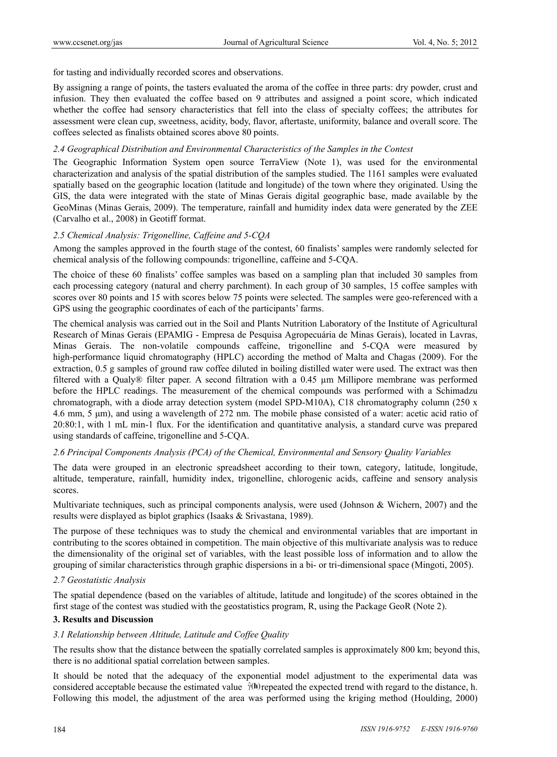for tasting and individually recorded scores and observations.

By assigning a range of points, the tasters evaluated the aroma of the coffee in three parts: dry powder, crust and infusion. They then evaluated the coffee based on 9 attributes and assigned a point score, which indicated whether the coffee had sensory characteristics that fell into the class of specialty coffees; the attributes for assessment were clean cup, sweetness, acidity, body, flavor, aftertaste, uniformity, balance and overall score. The coffees selected as finalists obtained scores above 80 points.

### *2.4 Geographical Distribution and Environmental Characteristics of the Samples in the Contest*

The Geographic Information System open source TerraView (Note 1), was used for the environmental characterization and analysis of the spatial distribution of the samples studied. The 1161 samples were evaluated spatially based on the geographic location (latitude and longitude) of the town where they originated. Using the GIS, the data were integrated with the state of Minas Gerais digital geographic base, made available by the GeoMinas (Minas Gerais, 2009). The temperature, rainfall and humidity index data were generated by the ZEE (Carvalho et al., 2008) in Geotiff format.

### *2.5 Chemical Analysis: Trigonelline, Caffeine and 5-CQA*

Among the samples approved in the fourth stage of the contest, 60 finalists' samples were randomly selected for chemical analysis of the following compounds: trigonelline, caffeine and 5-CQA.

The choice of these 60 finalists' coffee samples was based on a sampling plan that included 30 samples from each processing category (natural and cherry parchment). In each group of 30 samples, 15 coffee samples with scores over 80 points and 15 with scores below 75 points were selected. The samples were geo-referenced with a GPS using the geographic coordinates of each of the participants' farms.

The chemical analysis was carried out in the Soil and Plants Nutrition Laboratory of the Institute of Agricultural Research of Minas Gerais (EPAMIG - Empresa de Pesquisa Agropecuária de Minas Gerais), located in Lavras, Minas Gerais. The non-volatile compounds caffeine, trigonelline and 5-CQA were measured by high-performance liquid chromatography (HPLC) according the method of Malta and Chagas (2009). For the extraction, 0.5 g samples of ground raw coffee diluted in boiling distilled water were used. The extract was then filtered with a Qualy® filter paper. A second filtration with a 0.45 µm Millipore membrane was performed before the HPLC readings. The measurement of the chemical compounds was performed with a Schimadzu chromatograph, with a diode array detection system (model SPD-M10A), C18 chromatography column (250 x 4.6 mm, 5 µm), and using a wavelength of 272 nm. The mobile phase consisted of a water: acetic acid ratio of 20:80:1, with 1 mL min-1 flux. For the identification and quantitative analysis, a standard curve was prepared using standards of caffeine, trigonelline and 5-CQA.

### *2.6 Principal Components Analysis (PCA) of the Chemical, Environmental and Sensory Quality Variables*

The data were grouped in an electronic spreadsheet according to their town, category, latitude, longitude, altitude, temperature, rainfall, humidity index, trigonelline, chlorogenic acids, caffeine and sensory analysis scores.

Multivariate techniques, such as principal components analysis, were used (Johnson & Wichern, 2007) and the results were displayed as biplot graphics (Isaaks & Srivastana, 1989).

The purpose of these techniques was to study the chemical and environmental variables that are important in contributing to the scores obtained in competition. The main objective of this multivariate analysis was to reduce the dimensionality of the original set of variables, with the least possible loss of information and to allow the grouping of similar characteristics through graphic dispersions in a bi- or tri-dimensional space (Mingoti, 2005).

### *2.7 Geostatistic Analysis*

The spatial dependence (based on the variables of altitude, latitude and longitude) of the scores obtained in the first stage of the contest was studied with the geostatistics program, R, using the Package GeoR (Note 2).

## 3. Results and Discussion

### *3.1 Relationship between Altitude, Latitude and Coffee Quality*

The results show that the distance between the spatially correlated samples is approximately 800 km; beyond this, there is no additional spatial correlation between samples.

It should be noted that the adequacy of the exponential model adjustment to the experimental data was considered acceptable because the estimated value $\hat{\gamma}(\mathbf{h})$ repeated the expected trend with regard to the distance, h. Following this model, the adjustment of the area was performed using the kriging method (Houlding, 2000)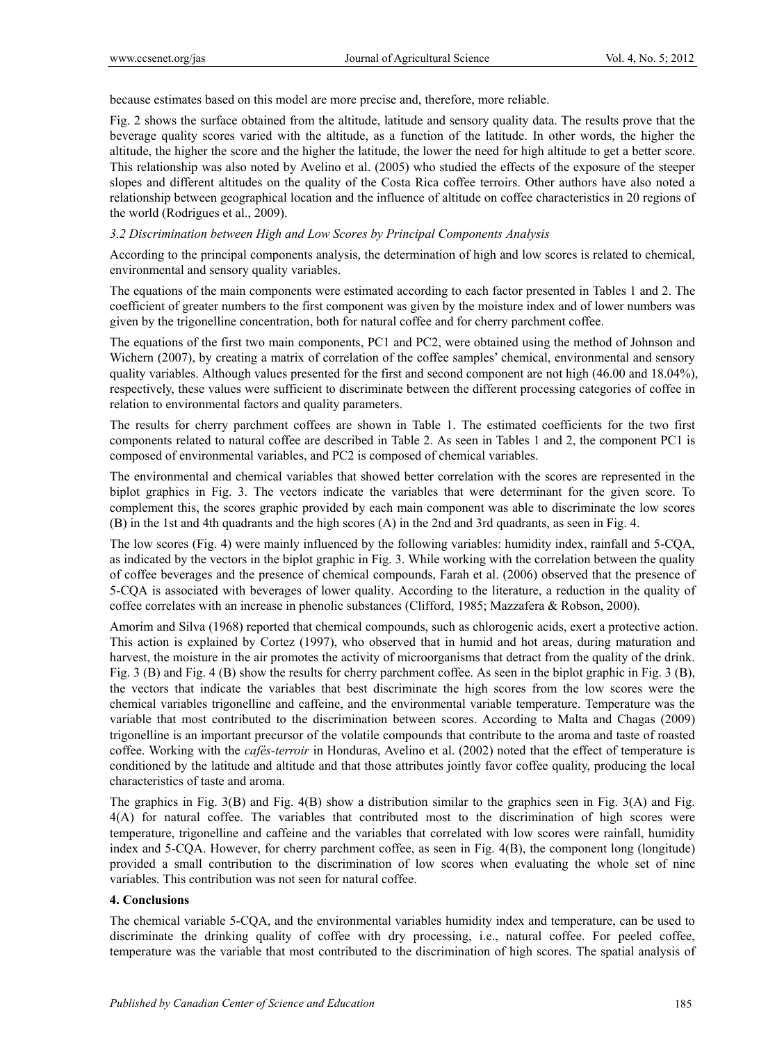because estimates based on this model are more precise and, therefore, more reliable.

Fig. 2 shows the surface obtained from the altitude, latitude and sensory quality data. The results prove that the beverage quality scores varied with the altitude, as a function of the latitude. In other words, the higher the altitude, the higher the score and the higher the latitude, the lower the need for high altitude to get a better score. This relationship was also noted by Avelino et al. (2005) who studied the effects of the exposure of the steeper slopes and different altitudes on the quality of the Costa Rica coffee terroirs. Other authors have also noted a relationship between geographical location and the influence of altitude on coffee characteristics in 20 regions of the world (Rodrigues et al., 2009).

### *3.2 Discrimination between High and Low Scores by Principal Components Analysis*

According to the principal components analysis, the determination of high and low scores is related to chemical, environmental and sensory quality variables.

The equations of the main components were estimated according to each factor presented in Tables 1 and 2. The coefficient of greater numbers to the first component was given by the moisture index and of lower numbers was given by the trigonelline concentration, both for natural coffee and for cherry parchment coffee.

The equations of the first two main components, PC1 and PC2, were obtained using the method of Johnson and Wichern (2007), by creating a matrix of correlation of the coffee samples' chemical, environmental and sensory quality variables. Although values presented for the first and second component are not high (46.00 and 18.04%), respectively, these values were sufficient to discriminate between the different processing categories of coffee in relation to environmental factors and quality parameters.

The results for cherry parchment coffees are shown in Table 1. The estimated coefficients for the two first components related to natural coffee are described in Table 2. As seen in Tables 1 and 2, the component PC1 is composed of environmental variables, and PC2 is composed of chemical variables.

The environmental and chemical variables that showed better correlation with the scores are represented in the biplot graphics in Fig. 3. The vectors indicate the variables that were determinant for the given score. To complement this, the scores graphic provided by each main component was able to discriminate the low scores (B) in the 1st and 4th quadrants and the high scores (A) in the 2nd and 3rd quadrants, as seen in Fig. 4.

The low scores (Fig. 4) were mainly influenced by the following variables: humidity index, rainfall and 5-CQA, as indicated by the vectors in the biplot graphic in Fig. 3. While working with the correlation between the quality of coffee beverages and the presence of chemical compounds, Farah et al. (2006) observed that the presence of 5-CQA is associated with beverages of lower quality. According to the literature, a reduction in the quality of coffee correlates with an increase in phenolic substances (Clifford, 1985; Mazzafera & Robson, 2000).

Amorim and Silva (1968) reported that chemical compounds, such as chlorogenic acids, exert a protective action. This action is explained by Cortez (1997), who observed that in humid and hot areas, during maturation and harvest, the moisture in the air promotes the activity of microorganisms that detract from the quality of the drink. Fig. 3 (B) and Fig. 4 (B) show the results for cherry parchment coffee. As seen in the biplot graphic in Fig. 3 (B), the vectors that indicate the variables that best discriminate the high scores from the low scores were the chemical variables trigonelline and caffeine, and the environmental variable temperature. Temperature was the variable that most contributed to the discrimination between scores. According to Malta and Chagas (2009) trigonelline is an important precursor of the volatile compounds that contribute to the aroma and taste of roasted coffee. Working with the *cafés-terroir* in Honduras, Avelino et al. (2002) noted that the effect of temperature is conditioned by the latitude and altitude and that those attributes jointly favor coffee quality, producing the local characteristics of taste and aroma.

The graphics in Fig. 3(B) and Fig. 4(B) show a distribution similar to the graphics seen in Fig. 3(A) and Fig. 4(A) for natural coffee. The variables that contributed most to the discrimination of high scores were temperature, trigonelline and caffeine and the variables that correlated with low scores were rainfall, humidity index and 5-CQA. However, for cherry parchment coffee, as seen in Fig. 4(B), the component long (longitude) provided a small contribution to the discrimination of low scores when evaluating the whole set of nine variables. This contribution was not seen for natural coffee.

## 4. Conclusions

The chemical variable 5-CQA, and the environmental variables humidity index and temperature, can be used to discriminate the drinking quality of coffee with dry processing, i.e., natural coffee. For peeled coffee, temperature was the variable that most contributed to the discrimination of high scores. The spatial analysis of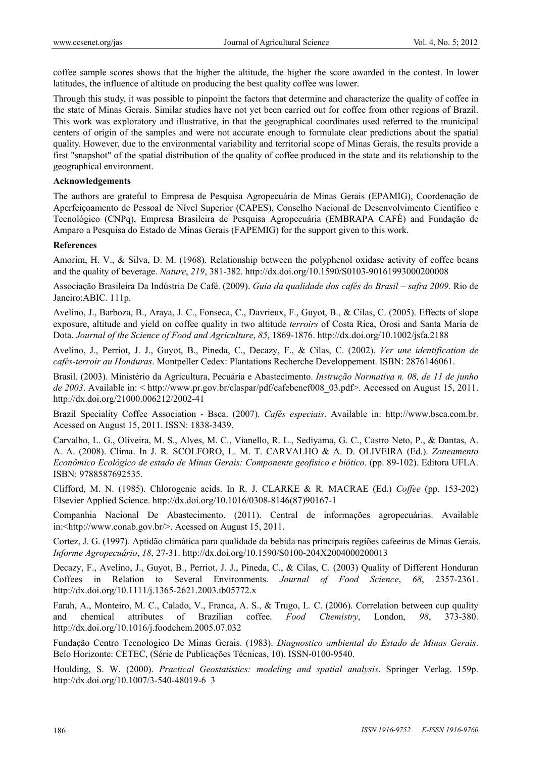coffee sample scores shows that the higher the altitude, the higher the score awarded in the contest. In lower latitudes, the influence of altitude on producing the best quality coffee was lower.

Through this study, it was possible to pinpoint the factors that determine and characterize the quality of coffee in the state of Minas Gerais. Similar studies have not yet been carried out for coffee from other regions of Brazil. This work was exploratory and illustrative, in that the geographical coordinates used referred to the municipal centers of origin of the samples and were not accurate enough to formulate clear predictions about the spatial quality. However, due to the environmental variability and territorial scope of Minas Gerais, the results provide a first "snapshot" of the spatial distribution of the quality of coffee produced in the state and its relationship to the geographical environment.

### Acknowledgements

The authors are grateful to Empresa de Pesquisa Agropecuária de Minas Gerais (EPAMIG), Coordenação de Aperfeiçoamento de Pessoal de Nível Superior (CAPES), Conselho Nacional de Desenvolvimento Científico e Tecnológico (CNPq), Empresa Brasileira de Pesquisa Agropecuária (EMBRAPA CAFÉ) and Fundação de Amparo a Pesquisa do Estado de Minas Gerais (FAPEMIG) for the support given to this work.

### References

Amorim, H. V., & Silva, D. M. (1968). Relationship between the polyphenol oxidase activity of coffee beans and the quality of beverage. *Nature*, *219*, 381-382. http://dx.doi.org/10.1590/S0103-90161993000200008

Associação Brasileira Da Indústria De Café. (2009). *Guia da qualidade dos cafés do Brasil – safra 2009*. Rio de Janeiro:ABIC. 111p.

Avelino, J., Barboza, B., Araya, J. C., Fonseca, C., Davrieux, F., Guyot, B., & Cilas, C. (2005). Effects of slope exposure, altitude and yield on coffee quality in two altitude *terroirs* of Costa Rica, Orosi and Santa María de Dota. *Journal of the Science of Food and Agriculture*, *85*, 1869-1876. http://dx.doi.org/10.1002/jsfa.2188

Avelino, J., Perriot, J. J., Guyot, B., Pineda, C., Decazy, F., & Cilas, C. (2002). *Ver une identification de cafés-terroir au Honduras*. Montpeller Cedex: Plantations Recherche Developpement. ISBN: 2876146061.

Brasil. (2003). Ministério da Agricultura, Pecuária e Abastecimento. *Instrução Normativa n. 08, de 11 de junho de 2003*. Available in: < http://www.pr.gov.br/claspar/pdf/cafebenef008_03.pdf>. Accessed on August 15, 2011. http://dx.doi.org/21000.006212/2002-41

Brazil Speciality Coffee Association - Bsca. (2007). *Cafés especiais*. Available in: http://www.bsca.com.br. Acessed on August 15, 2011. ISSN: 1838-3439.

Carvalho, L. G., Oliveira, M. S., Alves, M. C., Vianello, R. L., Sediyama, G. C., Castro Neto, P., & Dantas, A. A. A. (2008). Clima. In J. R. SCOLFORO, L. M. T. CARVALHO & A. D. OLIVEIRA (Ed.). *Zoneamento Econômico Ecológico de estado de Minas Gerais: Componente geofísico e biótico*. (pp. 89-102). Editora UFLA. ISBN: 9788587692535.

Clifford, M. N. (1985). Chlorogenic acids. In R. J. CLARKE & R. MACRAE (Ed.) *Coffee* (pp. 153-202) Elsevier Applied Science. http://dx.doi.org/10.1016/0308-8146(87)90167-1

Companhia Nacional De Abastecimento. (2011). Central de informações agropecuárias. Available in:<http://www.conab.gov.br/>. Acessed on August 15, 2011.

Cortez, J. G. (1997). Aptidão climática para qualidade da bebida nas principais regiões cafeeiras de Minas Gerais. *Informe Agropecuário*, *18*, 27-31. http://dx.doi.org/10.1590/S0100-204X2004000200013

Decazy, F., Avelino, J., Guyot, B., Perriot, J. J., Pineda, C., & Cilas, C. (2003) Quality of Different Honduran Coffees in Relation to Several Environments. *Journal of Food Science*, *68*, 2357-2361. http://dx.doi.org/10.1111/j.1365-2621.2003.tb05772.x

Farah, A., Monteiro, M. C., Calado, V., Franca, A. S., & Trugo, L. C. (2006). Correlation between cup quality and chemical attributes of Brazilian coffee. *Food Chemistry*, London, *98*, 373-380. http://dx.doi.org/10.1016/j.foodchem.2005.07.032

Fundação Centro Tecnologico De Minas Gerais. (1983). *Diagnostico ambiental do Estado de Minas Gerais*. Belo Horizonte: CETEC, (Série de Publicações Técnicas, 10). ISSN-0100-9540.

Houlding, S. W. (2000). *Practical Geostatistics: modeling and spatial analysis*. Springer Verlag. 159p. http://dx.doi.org/10.1007/3-540-48019-6_3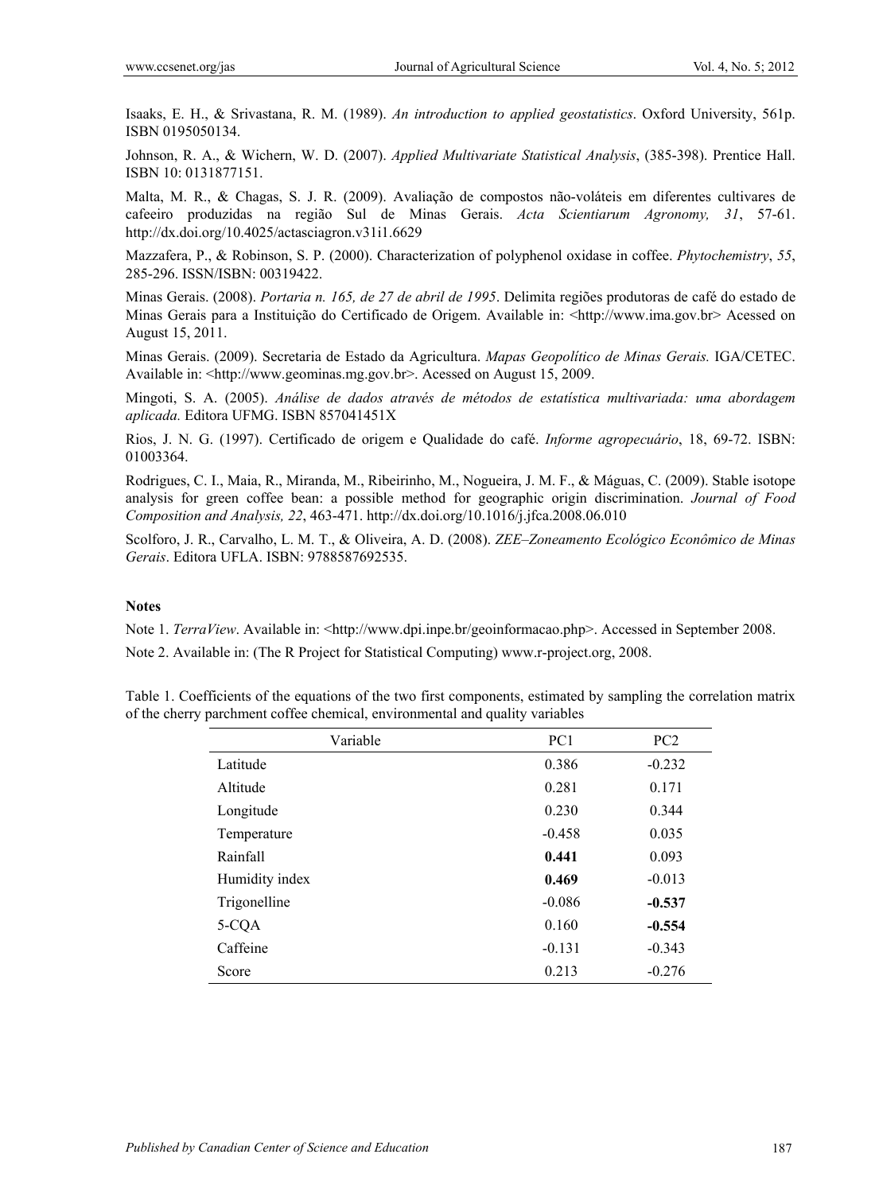Isaaks, E. H., & Srivastana, R. M. (1989). *An introduction to applied geostatistics*. Oxford University, 561p. ISBN 0195050134.

Johnson, R. A., & Wichern, W. D. (2007). *Applied Multivariate Statistical Analysis*, (385-398). Prentice Hall. ISBN 10: 0131877151.

Malta, M. R., & Chagas, S. J. R. (2009). Avaliação de compostos não-voláteis em diferentes cultivares de cafeeiro produzidas na região Sul de Minas Gerais. *Acta Scientiarum Agronomy, 31*, 57-61. http://dx.doi.org/10.4025/actasciagron.v31i1.6629

Mazzafera, P., & Robinson, S. P. (2000). Characterization of polyphenol oxidase in coffee. *Phytochemistry*, *55*, 285-296. ISSN/ISBN: 00319422.

Minas Gerais. (2008). *Portaria n. 165, de 27 de abril de 1995*. Delimita regiões produtoras de café do estado de Minas Gerais para a Instituição do Certificado de Origem. Available in: <http://www.ima.gov.br> Acessed on August 15, 2011.

Minas Gerais. (2009). Secretaria de Estado da Agricultura. *Mapas Geopolítico de Minas Gerais.* IGA/CETEC. Available in: <http://www.geominas.mg.gov.br>. Acessed on August 15, 2009.

Mingoti, S. A. (2005). *Análise de dados através de métodos de estatística multivariada: uma abordagem aplicada.* Editora UFMG. ISBN 857041451X

Rios, J. N. G. (1997). Certificado de origem e Qualidade do café. *Informe agropecuário*, 18, 69-72. ISBN: 01003364.

Rodrigues, C. I., Maia, R., Miranda, M., Ribeirinho, M., Nogueira, J. M. F., & Máguas, C. (2009). Stable isotope analysis for green coffee bean: a possible method for geographic origin discrimination. *Journal of Food Composition and Analysis, 22*, 463-471. http://dx.doi.org/10.1016/j.jfca.2008.06.010

Scolforo, J. R., Carvalho, L. M. T., & Oliveira, A. D. (2008). *ZEE–Zoneamento Ecológico Econômico de Minas Gerais*. Editora UFLA. ISBN: 9788587692535.

## Notes

Note 1. *TerraView*. Available in: <http://www.dpi.inpe.br/geoinformacao.php>. Accessed in September 2008.

Note 2. Available in: (The R Project for Statistical Computing) www.r-project.org, 2008.

Table 1. Coefficients of the equations of the two first components, estimated by sampling the correlation matrix of the cherry parchment coffee chemical, environmental and quality variables

| Variable | PC1 | PC2 |
|---|---|---|
| Latitude | 0.386 | -0.232 |
| Altitude | 0.281 | 0.171 |
| Longitude | 0.230 | 0.344 |
| Temperature | -0.458 | 0.035 |
| Rainfall | **0.441** | 0.093 |
| Humidity index | **0.469** | -0.013 |
| Trigonelline | -0.086 | **-0.537** |
| 5-CQA | 0.160 | **-0.554** |
| Caffeine | -0.131 | -0.343 |
| Score | 0.213 | -0.276 |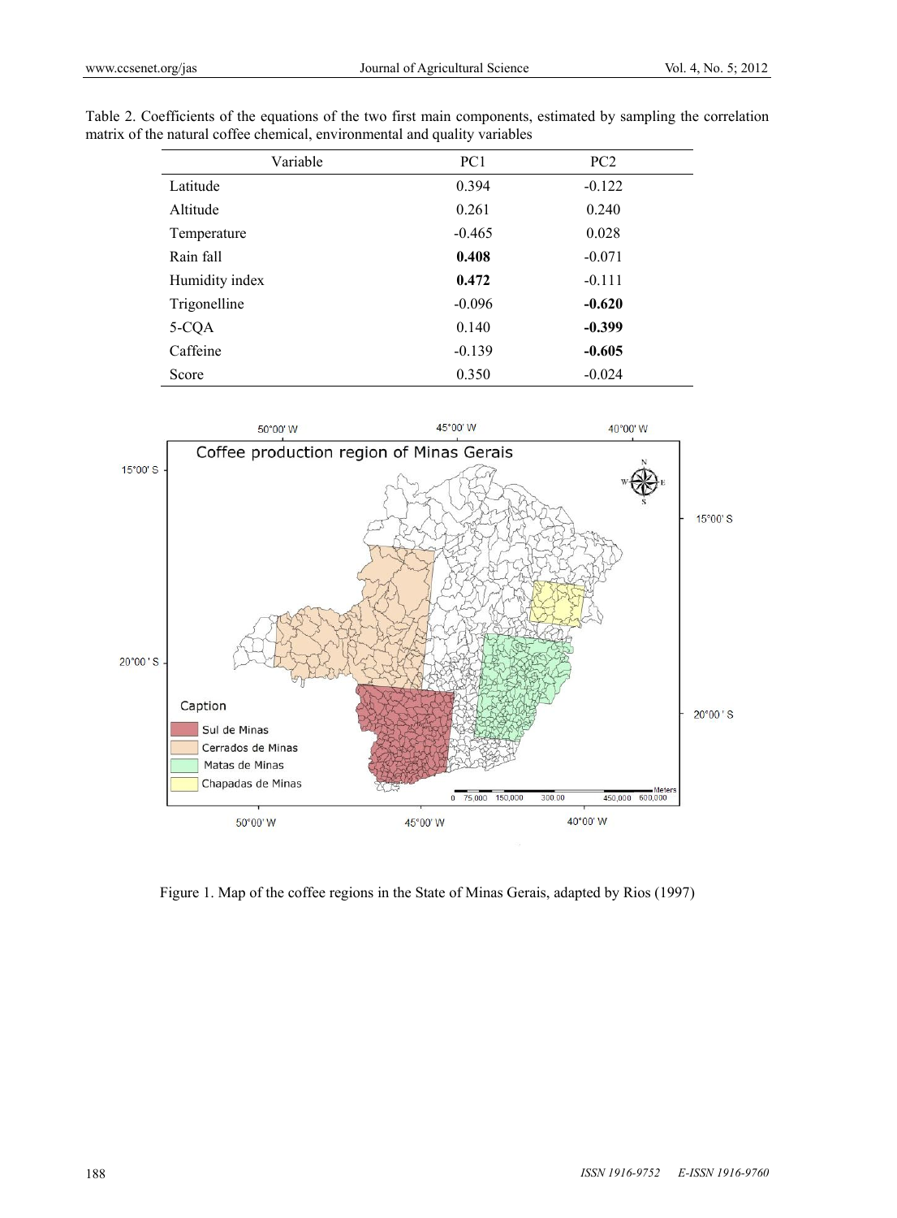Table 2. Coefficients of the equations of the two first main components, estimated by sampling the correlation matrix of the natural coffee chemical, environmental and quality variables

| Variable | PC1 | PC2 |
|---|---|---|
| Latitude | 0.394 | -0.122 |
| Altitude | 0.261 | 0.240 |
| Temperature | -0.465 | 0.028 |
| Rain fall | **0.408** | -0.071 |
| Humidity index | **0.472** | -0.111 |
| Trigonelline | -0.096 | **-0.620** |
| 5-CQA | 0.140 | **-0.399** |
| Caffeine | -0.139 | **-0.605** |
| Score | 0.350 | -0.024 |

Figure 1. Map of the coffee regions in the State of Minas Gerais, adapted by Rios (1997)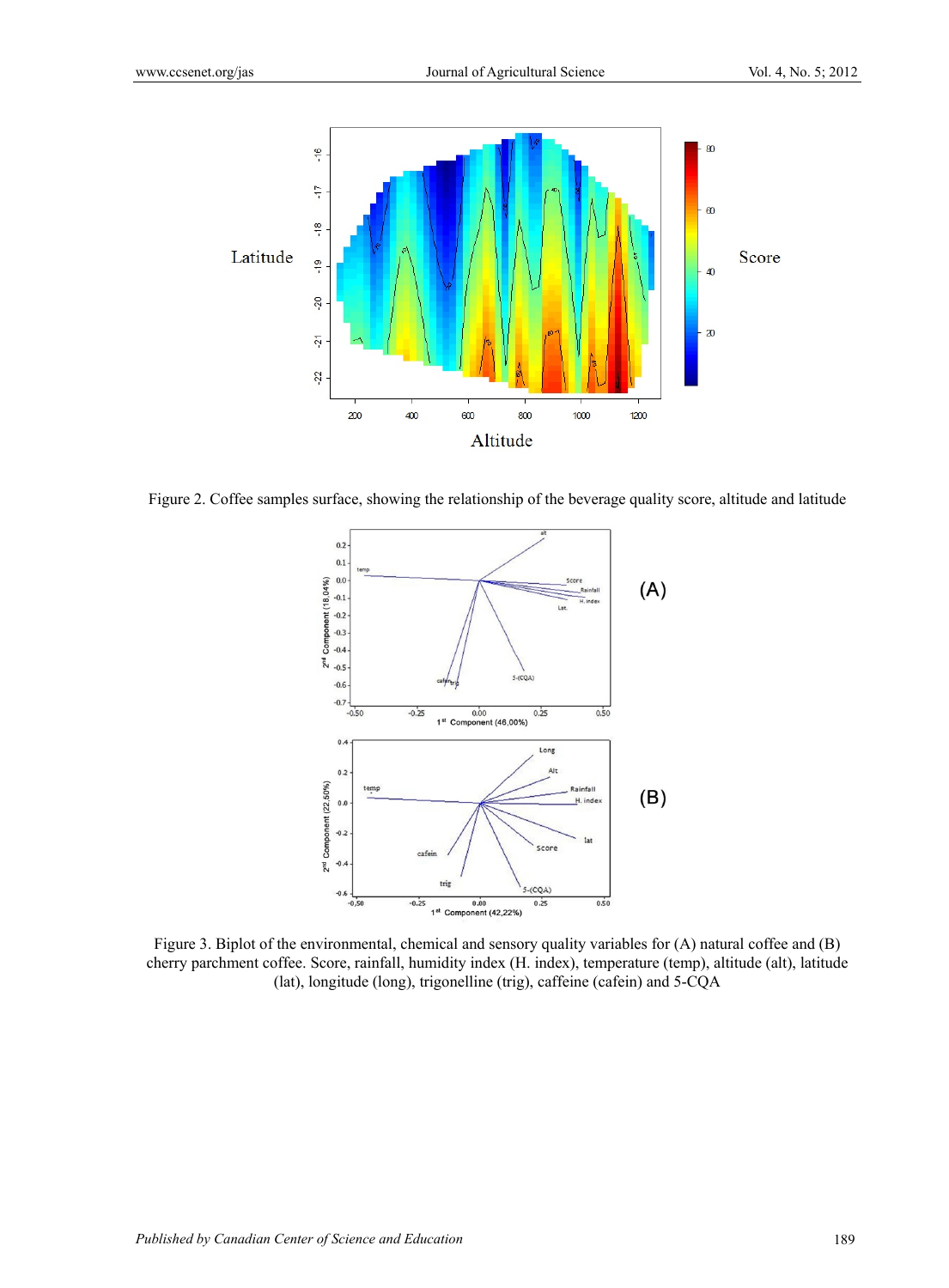Figure 2. Coffee samples surface, showing the relationship of the beverage quality score, altitude and latitude

Figure 3. Biplot of the environmental, chemical and sensory quality variables for (A) natural coffee and (B) cherry parchment coffee. Score, rainfall, humidity index (H. index), temperature (temp), altitude (alt), latitude (lat), longitude (long), trigonelline (trig), caffeine (cafein) and 5-CQA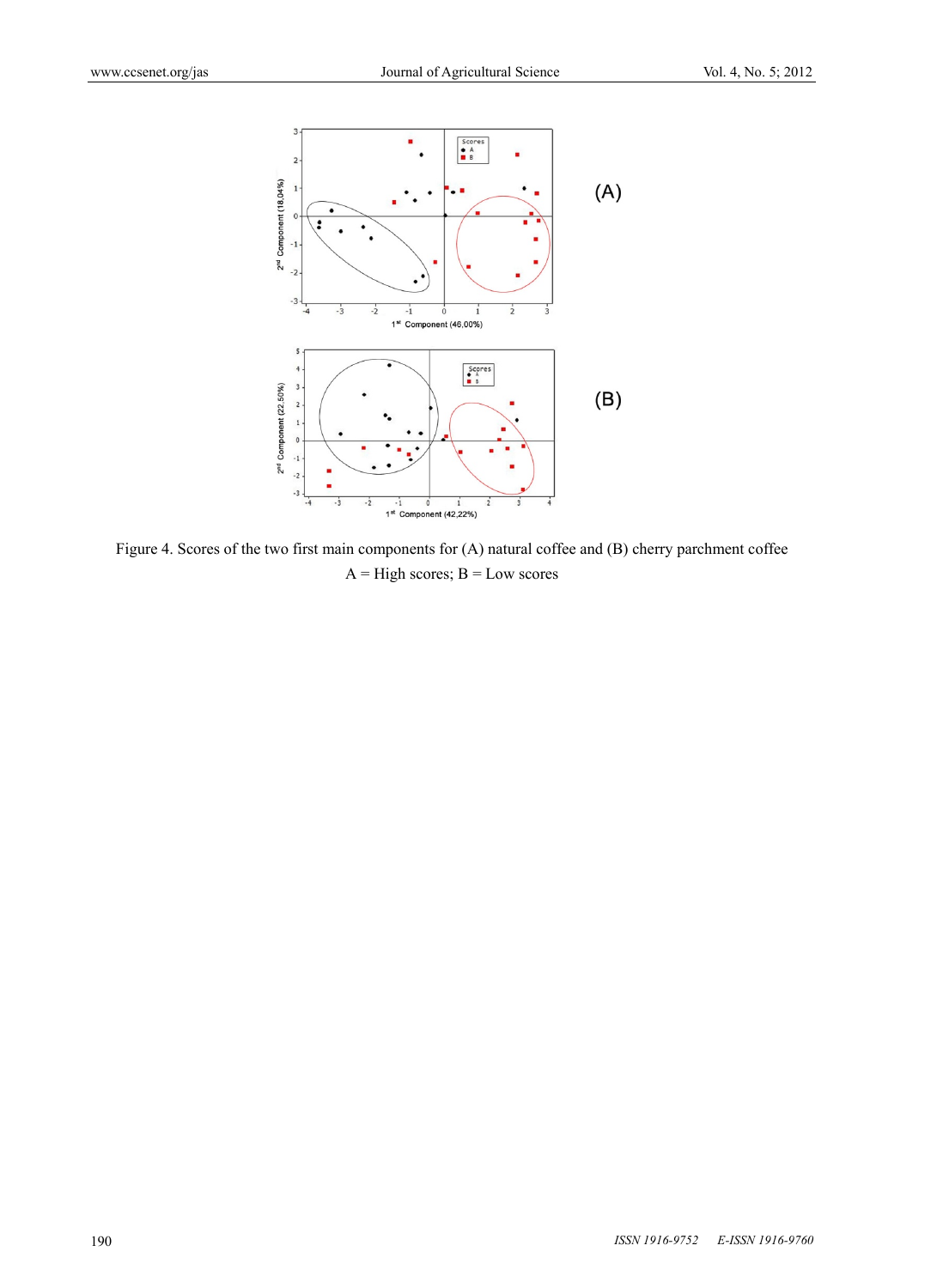(A)

Scores
A
B

2nd Component (18,04%)

1st Component (46,00%)

(B)

Scores
A
B

2nd Component (22,50%)

1st Component (42,22%)

Figure 4. Scores of the two first main components for (A) natural coffee and (B) cherry parchment coffee

A = High scores; B = Low scores